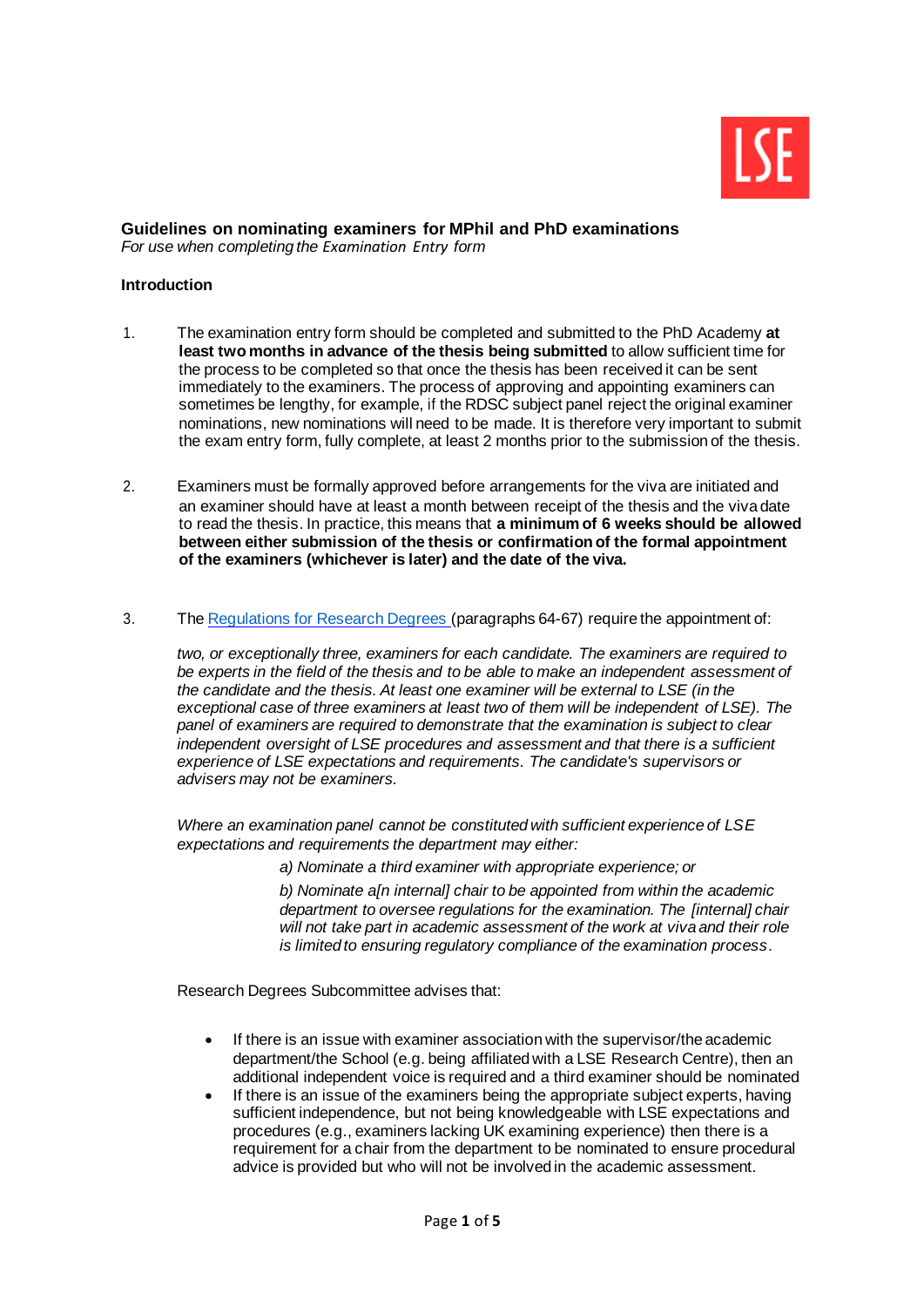LSE

## Guidelines on nominating examiners for MPhil and PhD examinations

*For use when completing the Examination Entry form*

### Introduction

1. The examination entry form should be completed and submitted to the PhD Academy **at least two months in advance of the thesis being submitted** to allow sufficient time for the process to be completed so that once the thesis has been received it can be sent immediately to the examiners. The process of approving and appointing examiners can sometimes be lengthy, for example, if the RDSC subject panel reject the original examiner nominations, new nominations will need to be made. It is therefore very important to submit the exam entry form, fully complete, at least 2 months prior to the submission of the thesis.

2. Examiners must be formally approved before arrangements for the viva are initiated and an examiner should have at least a month between receipt of the thesis and the viva date to read the thesis. In practice, this means that **a minimum of 6 weeks should be allowed between either submission of the thesis or confirmation of the formal appointment of the examiners (whichever is later) and the date of the viva.**

3. The [Regulations for Research Degrees](#) (paragraphs 64-67) require the appointment of:

   *two, or exceptionally three, examiners for each candidate. The examiners are required to be experts in the field of the thesis and to be able to make an independent assessment of the candidate and the thesis. At least one examiner will be external to LSE (in the exceptional case of three examiners at least two of them will be independent of LSE). The panel of examiners are required to demonstrate that the examination is subject to clear independent oversight of LSE procedures and assessment and that there is a sufficient experience of LSE expectations and requirements. The candidate's supervisors or advisers may not be examiners.*

   *Where an examination panel cannot be constituted with sufficient experience of LSE expectations and requirements the department may either:*

   > *a) Nominate a third examiner with appropriate experience; or*
   >
   > *b) Nominate a[n internal] chair to be appointed from within the academic department to oversee regulations for the examination. The [internal] chair will not take part in academic assessment of the work at viva and their role is limited to ensuring regulatory compliance of the examination process.*

   Research Degrees Subcommittee advises that:

   - If there is an issue with examiner association with the supervisor/the academic department/the School (e.g. being affiliated with a LSE Research Centre), then an additional independent voice is required and a third examiner should be nominated
   - If there is an issue of the examiners being the appropriate subject experts, having sufficient independence, but not being knowledgeable with LSE expectations and procedures (e.g., examiners lacking UK examining experience) then there is a requirement for a chair from the department to be nominated to ensure procedural advice is provided but who will not be involved in the academic assessment.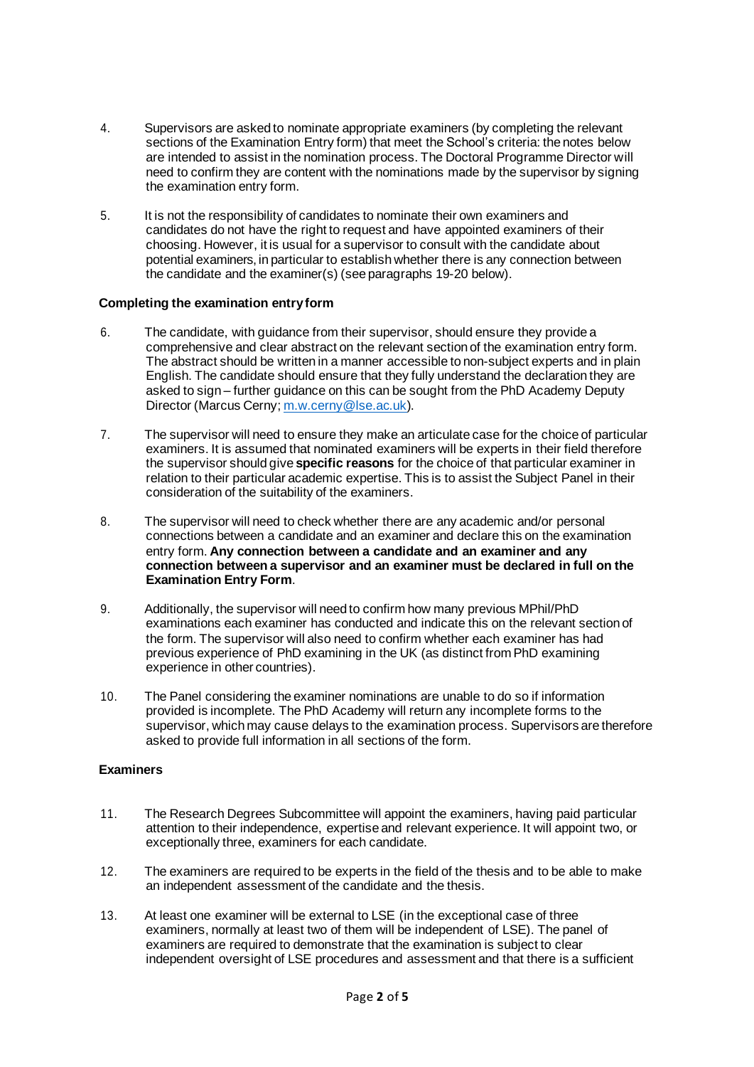4. Supervisors are asked to nominate appropriate examiners (by completing the relevant sections of the Examination Entry form) that meet the School's criteria: the notes below are intended to assist in the nomination process. The Doctoral Programme Director will need to confirm they are content with the nominations made by the supervisor by signing the examination entry form.

5. It is not the responsibility of candidates to nominate their own examiners and candidates do not have the right to request and have appointed examiners of their choosing. However, it is usual for a supervisor to consult with the candidate about potential examiners, in particular to establish whether there is any connection between the candidate and the examiner(s) (see paragraphs 19-20 below).

**Completing the examination entry form**

6. The candidate, with guidance from their supervisor, should ensure they provide a comprehensive and clear abstract on the relevant section of the examination entry form. The abstract should be written in a manner accessible to non-subject experts and in plain English. The candidate should ensure that they fully understand the declaration they are asked to sign – further guidance on this can be sought from the PhD Academy Deputy Director (Marcus Cerny; m.w.cerny@lse.ac.uk).

7. The supervisor will need to ensure they make an articulate case for the choice of particular examiners. It is assumed that nominated examiners will be experts in their field therefore the supervisor should give **specific reasons** for the choice of that particular examiner in relation to their particular academic expertise. This is to assist the Subject Panel in their consideration of the suitability of the examiners.

8. The supervisor will need to check whether there are any academic and/or personal connections between a candidate and an examiner and declare this on the examination entry form. **Any connection between a candidate and an examiner and any connection between a supervisor and an examiner must be declared in full on the Examination Entry Form**.

9. Additionally, the supervisor will need to confirm how many previous MPhil/PhD examinations each examiner has conducted and indicate this on the relevant section of the form. The supervisor will also need to confirm whether each examiner has had previous experience of PhD examining in the UK (as distinct from PhD examining experience in other countries).

10. The Panel considering the examiner nominations are unable to do so if information provided is incomplete. The PhD Academy will return any incomplete forms to the supervisor, which may cause delays to the examination process. Supervisors are therefore asked to provide full information in all sections of the form.

**Examiners**

11. The Research Degrees Subcommittee will appoint the examiners, having paid particular attention to their independence, expertise and relevant experience. It will appoint two, or exceptionally three, examiners for each candidate.

12. The examiners are required to be experts in the field of the thesis and to be able to make an independent assessment of the candidate and the thesis.

13. At least one examiner will be external to LSE (in the exceptional case of three examiners, normally at least two of them will be independent of LSE). The panel of examiners are required to demonstrate that the examination is subject to clear independent oversight of LSE procedures and assessment and that there is a sufficient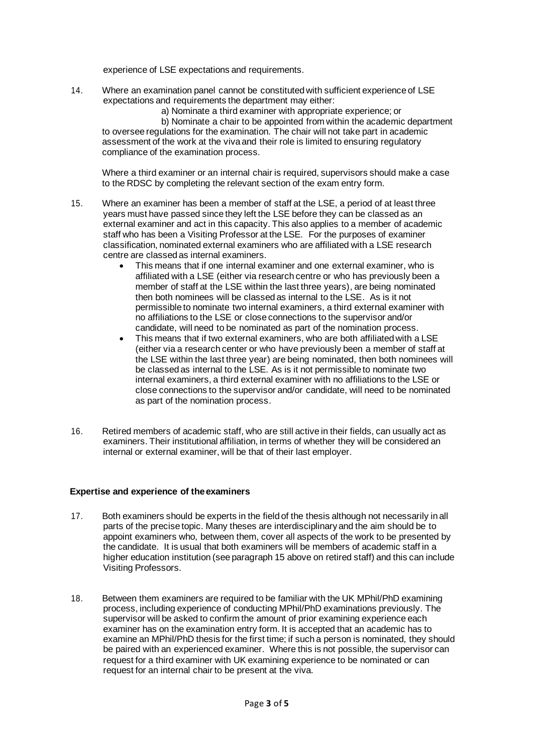experience of LSE expectations and requirements.

14. Where an examination panel cannot be constituted with sufficient experience of LSE expectations and requirements the department may either:

    a) Nominate a third examiner with appropriate experience; or

    b) Nominate a chair to be appointed from within the academic department to oversee regulations for the examination. The chair will not take part in academic assessment of the work at the viva and their role is limited to ensuring regulatory compliance of the examination process.

    Where a third examiner or an internal chair is required, supervisors should make a case to the RDSC by completing the relevant section of the exam entry form.

15. Where an examiner has been a member of staff at the LSE, a period of at least three years must have passed since they left the LSE before they can be classed as an external examiner and act in this capacity. This also applies to a member of academic staff who has been a Visiting Professor at the LSE. For the purposes of examiner classification, nominated external examiners who are affiliated with a LSE research centre are classed as internal examiners.
    - This means that if one internal examiner and one external examiner, who is affiliated with a LSE (either via research centre or who has previously been a member of staff at the LSE within the last three years), are being nominated then both nominees will be classed as internal to the LSE. As is it not permissible to nominate two internal examiners, a third external examiner with no affiliations to the LSE or close connections to the supervisor and/or candidate, will need to be nominated as part of the nomination process.
    - This means that if two external examiners, who are both affiliated with a LSE (either via a research center or who have previously been a member of staff at the LSE within the last three year) are being nominated, then both nominees will be classed as internal to the LSE. As is it not permissible to nominate two internal examiners, a third external examiner with no affiliations to the LSE or close connections to the supervisor and/or candidate, will need to be nominated as part of the nomination process.

16. Retired members of academic staff, who are still active in their fields, can usually act as examiners. Their institutional affiliation, in terms of whether they will be considered an internal or external examiner, will be that of their last employer.

**Expertise and experience of the examiners**

17. Both examiners should be experts in the field of the thesis although not necessarily in all parts of the precise topic. Many theses are interdisciplinary and the aim should be to appoint examiners who, between them, cover all aspects of the work to be presented by the candidate. It is usual that both examiners will be members of academic staff in a higher education institution (see paragraph 15 above on retired staff) and this can include Visiting Professors.

18. Between them examiners are required to be familiar with the UK MPhil/PhD examining process, including experience of conducting MPhil/PhD examinations previously. The supervisor will be asked to confirm the amount of prior examining experience each examiner has on the examination entry form. It is accepted that an academic has to examine an MPhil/PhD thesis for the first time; if such a person is nominated, they should be paired with an experienced examiner. Where this is not possible, the supervisor can request for a third examiner with UK examining experience to be nominated or can request for an internal chair to be present at the viva.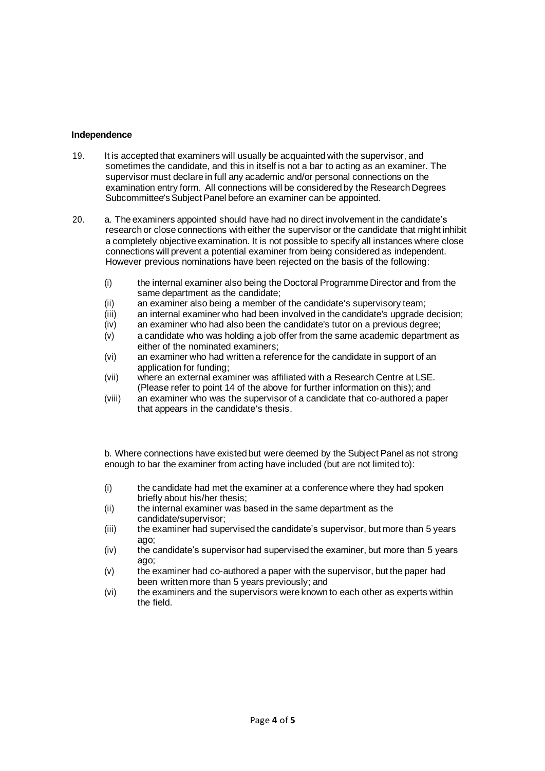**Independence**

19. It is accepted that examiners will usually be acquainted with the supervisor, and sometimes the candidate, and this in itself is not a bar to acting as an examiner. The supervisor must declare in full any academic and/or personal connections on the examination entry form. All connections will be considered by the Research Degrees Subcommittee's Subject Panel before an examiner can be appointed.

20. a. The examiners appointed should have had no direct involvement in the candidate's research or close connections with either the supervisor or the candidate that might inhibit a completely objective examination. It is not possible to specify all instances where close connections will prevent a potential examiner from being considered as independent. However previous nominations have been rejected on the basis of the following:

    (i) the internal examiner also being the Doctoral Programme Director and from the same department as the candidate;
    (ii) an examiner also being a member of the candidate's supervisory team;
    (iii) an internal examiner who had been involved in the candidate's upgrade decision;
    (iv) an examiner who had also been the candidate's tutor on a previous degree;
    (v) a candidate who was holding a job offer from the same academic department as either of the nominated examiners;
    (vi) an examiner who had written a reference for the candidate in support of an application for funding;
    (vii) where an external examiner was affiliated with a Research Centre at LSE. (Please refer to point 14 of the above for further information on this); and
    (viii) an examiner who was the supervisor of a candidate that co-authored a paper that appears in the candidate's thesis.

    b. Where connections have existed but were deemed by the Subject Panel as not strong enough to bar the examiner from acting have included (but are not limited to):

    (i) the candidate had met the examiner at a conference where they had spoken briefly about his/her thesis;
    (ii) the internal examiner was based in the same department as the candidate/supervisor;
    (iii) the examiner had supervised the candidate's supervisor, but more than 5 years ago;
    (iv) the candidate's supervisor had supervised the examiner, but more than 5 years ago;
    (v) the examiner had co-authored a paper with the supervisor, but the paper had been written more than 5 years previously; and
    (vi) the examiners and the supervisors were known to each other as experts within the field.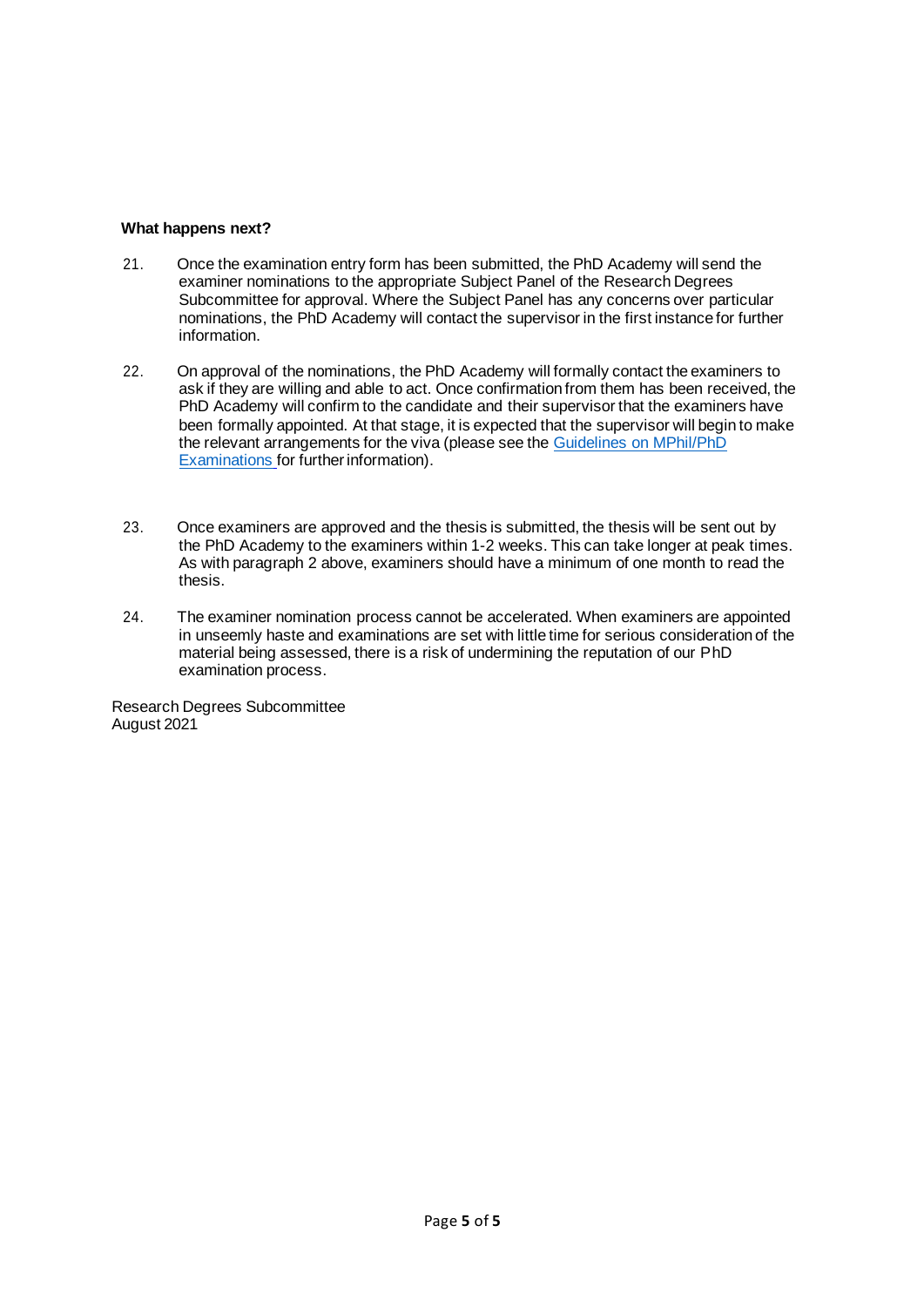**What happens next?**

21. Once the examination entry form has been submitted, the PhD Academy will send the examiner nominations to the appropriate Subject Panel of the Research Degrees Subcommittee for approval. Where the Subject Panel has any concerns over particular nominations, the PhD Academy will contact the supervisor in the first instance for further information.

22. On approval of the nominations, the PhD Academy will formally contact the examiners to ask if they are willing and able to act. Once confirmation from them has been received, the PhD Academy will confirm to the candidate and their supervisor that the examiners have been formally appointed. At that stage, it is expected that the supervisor will begin to make the relevant arrangements for the viva (please see the Guidelines on MPhil/PhD Examinations for further information).

23. Once examiners are approved and the thesis is submitted, the thesis will be sent out by the PhD Academy to the examiners within 1-2 weeks. This can take longer at peak times. As with paragraph 2 above, examiners should have a minimum of one month to read the thesis.

24. The examiner nomination process cannot be accelerated. When examiners are appointed in unseemly haste and examinations are set with little time for serious consideration of the material being assessed, there is a risk of undermining the reputation of our PhD examination process.

Research Degrees Subcommittee
August 2021